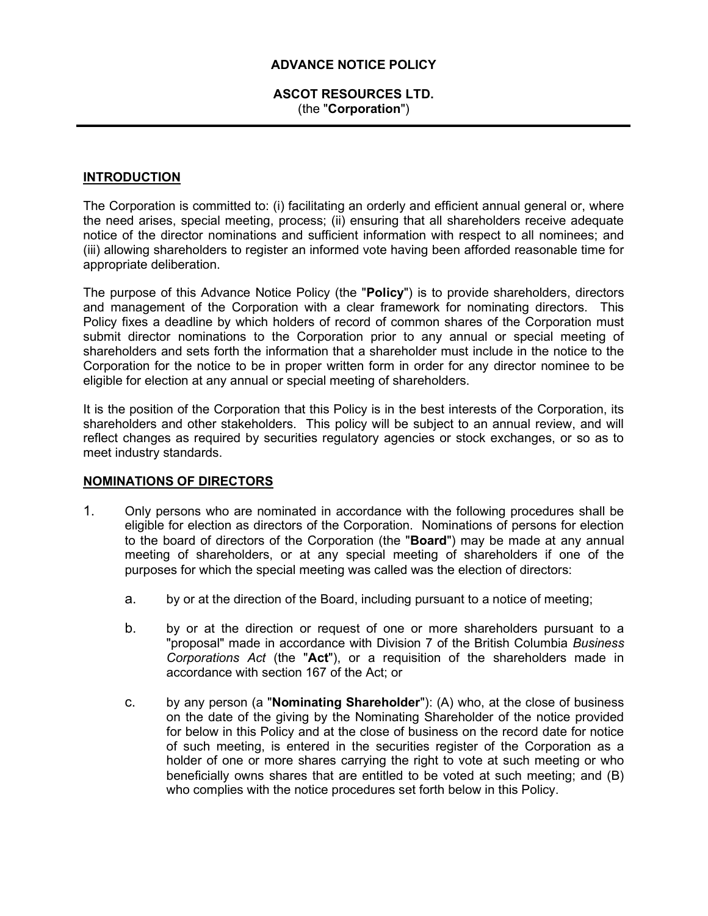# ADVANCE NOTICE POLICY

## ASCOT RESOURCES LTD.

(the "**Corporation**")

---

## INTRODUCTION

The Corporation is committed to: (i) facilitating an orderly and efficient annual general or, where the need arises, special meeting, process; (ii) ensuring that all shareholders receive adequate notice of the director nominations and sufficient information with respect to all nominees; and (iii) allowing shareholders to register an informed vote having been afforded reasonable time for appropriate deliberation.

The purpose of this Advance Notice Policy (the "**Policy**") is to provide shareholders, directors and management of the Corporation with a clear framework for nominating directors. This Policy fixes a deadline by which holders of record of common shares of the Corporation must submit director nominations to the Corporation prior to any annual or special meeting of shareholders and sets forth the information that a shareholder must include in the notice to the Corporation for the notice to be in proper written form in order for any director nominee to be eligible for election at any annual or special meeting of shareholders.

It is the position of the Corporation that this Policy is in the best interests of the Corporation, its shareholders and other stakeholders. This policy will be subject to an annual review, and will reflect changes as required by securities regulatory agencies or stock exchanges, or so as to meet industry standards.

## NOMINATIONS OF DIRECTORS

1. Only persons who are nominated in accordance with the following procedures shall be eligible for election as directors of the Corporation. Nominations of persons for election to the board of directors of the Corporation (the "**Board**") may be made at any annual meeting of shareholders, or at any special meeting of shareholders if one of the purposes for which the special meeting was called was the election of directors:

   a. by or at the direction of the Board, including pursuant to a notice of meeting;

   b. by or at the direction or request of one or more shareholders pursuant to a "proposal" made in accordance with Division 7 of the British Columbia *Business Corporations Act* (the "**Act**"), or a requisition of the shareholders made in accordance with section 167 of the Act; or

   c. by any person (a "**Nominating Shareholder**"): (A) who, at the close of business on the date of the giving by the Nominating Shareholder of the notice provided for below in this Policy and at the close of business on the record date for notice of such meeting, is entered in the securities register of the Corporation as a holder of one or more shares carrying the right to vote at such meeting or who beneficially owns shares that are entitled to be voted at such meeting; and (B) who complies with the notice procedures set forth below in this Policy.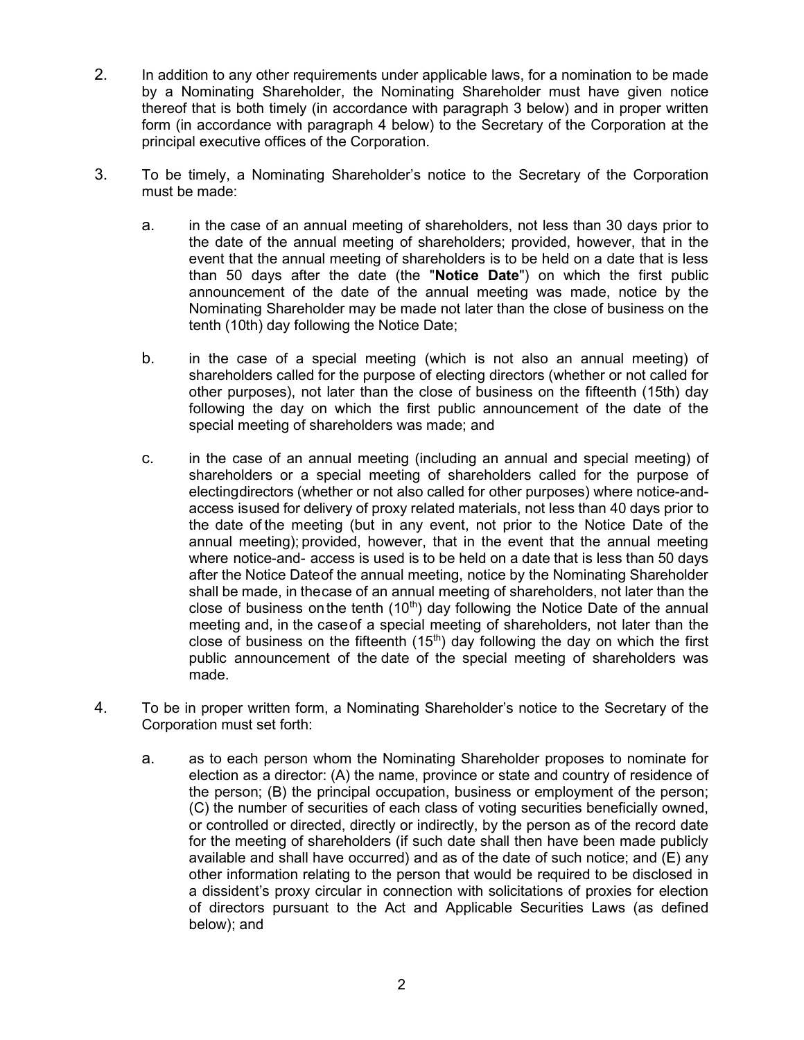2. In addition to any other requirements under applicable laws, for a nomination to be made by a Nominating Shareholder, the Nominating Shareholder must have given notice thereof that is both timely (in accordance with paragraph 3 below) and in proper written form (in accordance with paragraph 4 below) to the Secretary of the Corporation at the principal executive offices of the Corporation.

3. To be timely, a Nominating Shareholder's notice to the Secretary of the Corporation must be made:

   a. in the case of an annual meeting of shareholders, not less than 30 days prior to the date of the annual meeting of shareholders; provided, however, that in the event that the annual meeting of shareholders is to be held on a date that is less than 50 days after the date (the "**Notice Date**") on which the first public announcement of the date of the annual meeting was made, notice by the Nominating Shareholder may be made not later than the close of business on the tenth (10th) day following the Notice Date;

   b. in the case of a special meeting (which is not also an annual meeting) of shareholders called for the purpose of electing directors (whether or not called for other purposes), not later than the close of business on the fifteenth (15th) day following the day on which the first public announcement of the date of the special meeting of shareholders was made; and

   c. in the case of an annual meeting (including an annual and special meeting) of shareholders or a special meeting of shareholders called for the purpose of electingdirectors (whether or not also called for other purposes) where notice-and-access isused for delivery of proxy related materials, not less than 40 days prior to the date of the meeting (but in any event, not prior to the Notice Date of the annual meeting); provided, however, that in the event that the annual meeting where notice-and- access is used is to be held on a date that is less than 50 days after the Notice Dateof the annual meeting, notice by the Nominating Shareholder shall be made, in thecase of an annual meeting of shareholders, not later than the close of business onthe tenth ($10^{th}$) day following the Notice Date of the annual meeting and, in the caseof a special meeting of shareholders, not later than the close of business on the fifteenth ($15^{th}$) day following the day on which the first public announcement of the date of the special meeting of shareholders was made.

4. To be in proper written form, a Nominating Shareholder's notice to the Secretary of the Corporation must set forth:

   a. as to each person whom the Nominating Shareholder proposes to nominate for election as a director: (A) the name, province or state and country of residence of the person; (B) the principal occupation, business or employment of the person; (C) the number of securities of each class of voting securities beneficially owned, or controlled or directed, directly or indirectly, by the person as of the record date for the meeting of shareholders (if such date shall then have been made publicly available and shall have occurred) and as of the date of such notice; and (E) any other information relating to the person that would be required to be disclosed in a dissident's proxy circular in connection with solicitations of proxies for election of directors pursuant to the Act and Applicable Securities Laws (as defined below); and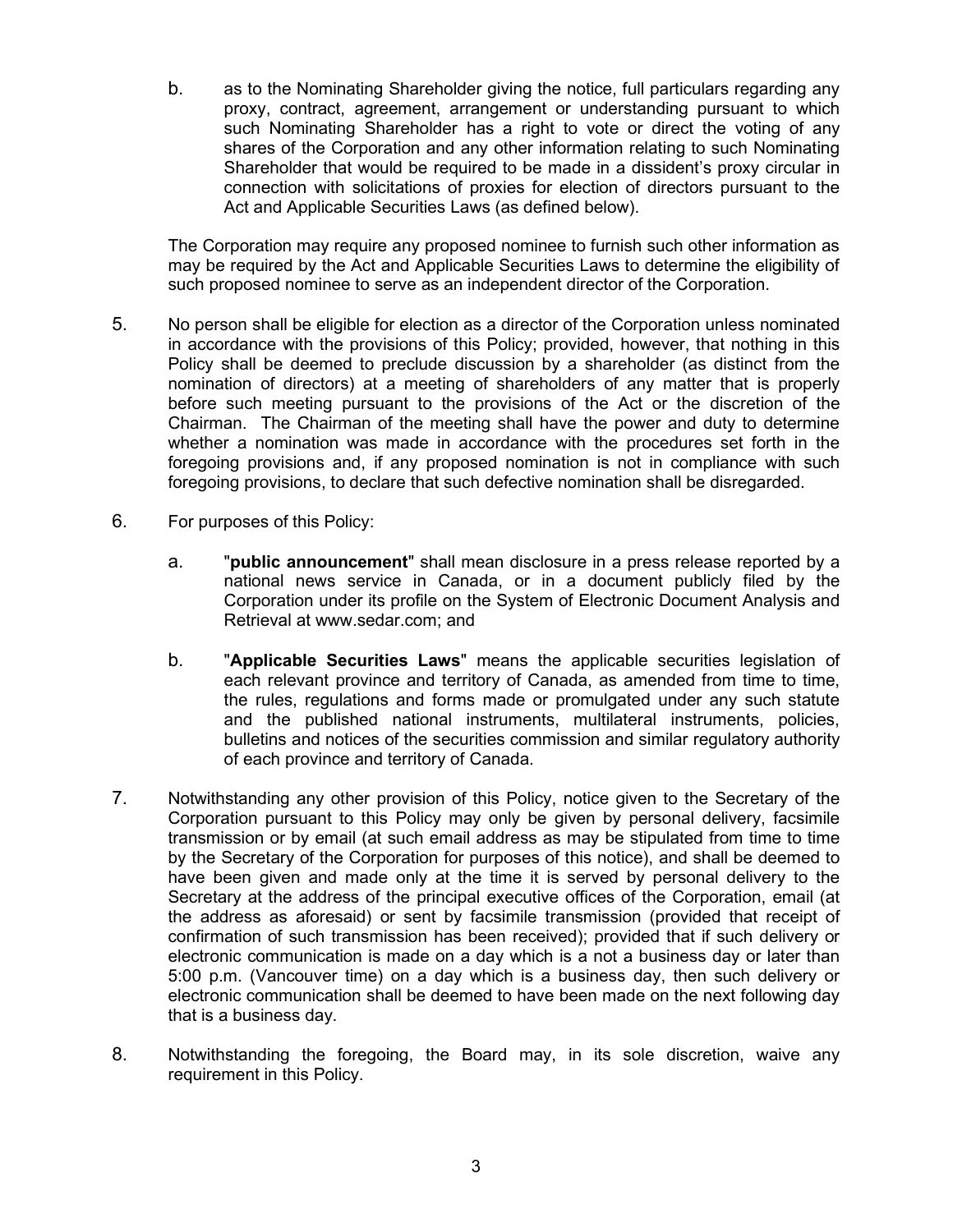b. as to the Nominating Shareholder giving the notice, full particulars regarding any proxy, contract, agreement, arrangement or understanding pursuant to which such Nominating Shareholder has a right to vote or direct the voting of any shares of the Corporation and any other information relating to such Nominating Shareholder that would be required to be made in a dissident's proxy circular in connection with solicitations of proxies for election of directors pursuant to the Act and Applicable Securities Laws (as defined below).

The Corporation may require any proposed nominee to furnish such other information as may be required by the Act and Applicable Securities Laws to determine the eligibility of such proposed nominee to serve as an independent director of the Corporation.

5. No person shall be eligible for election as a director of the Corporation unless nominated in accordance with the provisions of this Policy; provided, however, that nothing in this Policy shall be deemed to preclude discussion by a shareholder (as distinct from the nomination of directors) at a meeting of shareholders of any matter that is properly before such meeting pursuant to the provisions of the Act or the discretion of the Chairman. The Chairman of the meeting shall have the power and duty to determine whether a nomination was made in accordance with the procedures set forth in the foregoing provisions and, if any proposed nomination is not in compliance with such foregoing provisions, to declare that such defective nomination shall be disregarded.

6. For purposes of this Policy:

   a. "**public announcement**" shall mean disclosure in a press release reported by a national news service in Canada, or in a document publicly filed by the Corporation under its profile on the System of Electronic Document Analysis and Retrieval at www.sedar.com; and

   b. "**Applicable Securities Laws**" means the applicable securities legislation of each relevant province and territory of Canada, as amended from time to time, the rules, regulations and forms made or promulgated under any such statute and the published national instruments, multilateral instruments, policies, bulletins and notices of the securities commission and similar regulatory authority of each province and territory of Canada.

7. Notwithstanding any other provision of this Policy, notice given to the Secretary of the Corporation pursuant to this Policy may only be given by personal delivery, facsimile transmission or by email (at such email address as may be stipulated from time to time by the Secretary of the Corporation for purposes of this notice), and shall be deemed to have been given and made only at the time it is served by personal delivery to the Secretary at the address of the principal executive offices of the Corporation, email (at the address as aforesaid) or sent by facsimile transmission (provided that receipt of confirmation of such transmission has been received); provided that if such delivery or electronic communication is made on a day which is a not a business day or later than 5:00 p.m. (Vancouver time) on a day which is a business day, then such delivery or electronic communication shall be deemed to have been made on the next following day that is a business day.

8. Notwithstanding the foregoing, the Board may, in its sole discretion, waive any requirement in this Policy.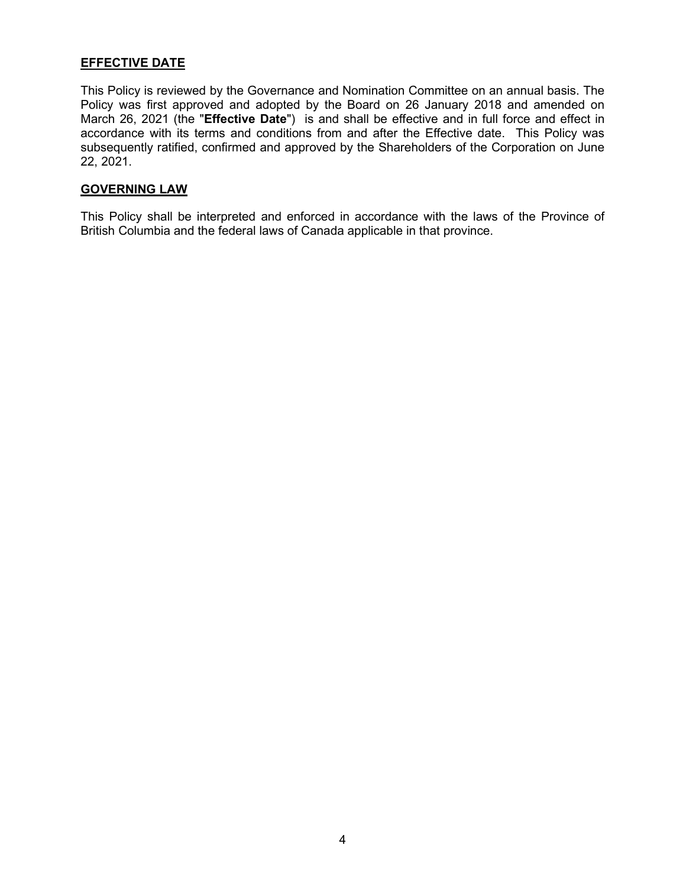## **EFFECTIVE DATE**

This Policy is reviewed by the Governance and Nomination Committee on an annual basis. The Policy was first approved and adopted by the Board on 26 January 2018 and amended on March 26, 2021 (the "**Effective Date**") is and shall be effective and in full force and effect in accordance with its terms and conditions from and after the Effective date. This Policy was subsequently ratified, confirmed and approved by the Shareholders of the Corporation on June 22, 2021.

## **GOVERNING LAW**

This Policy shall be interpreted and enforced in accordance with the laws of the Province of British Columbia and the federal laws of Canada applicable in that province.